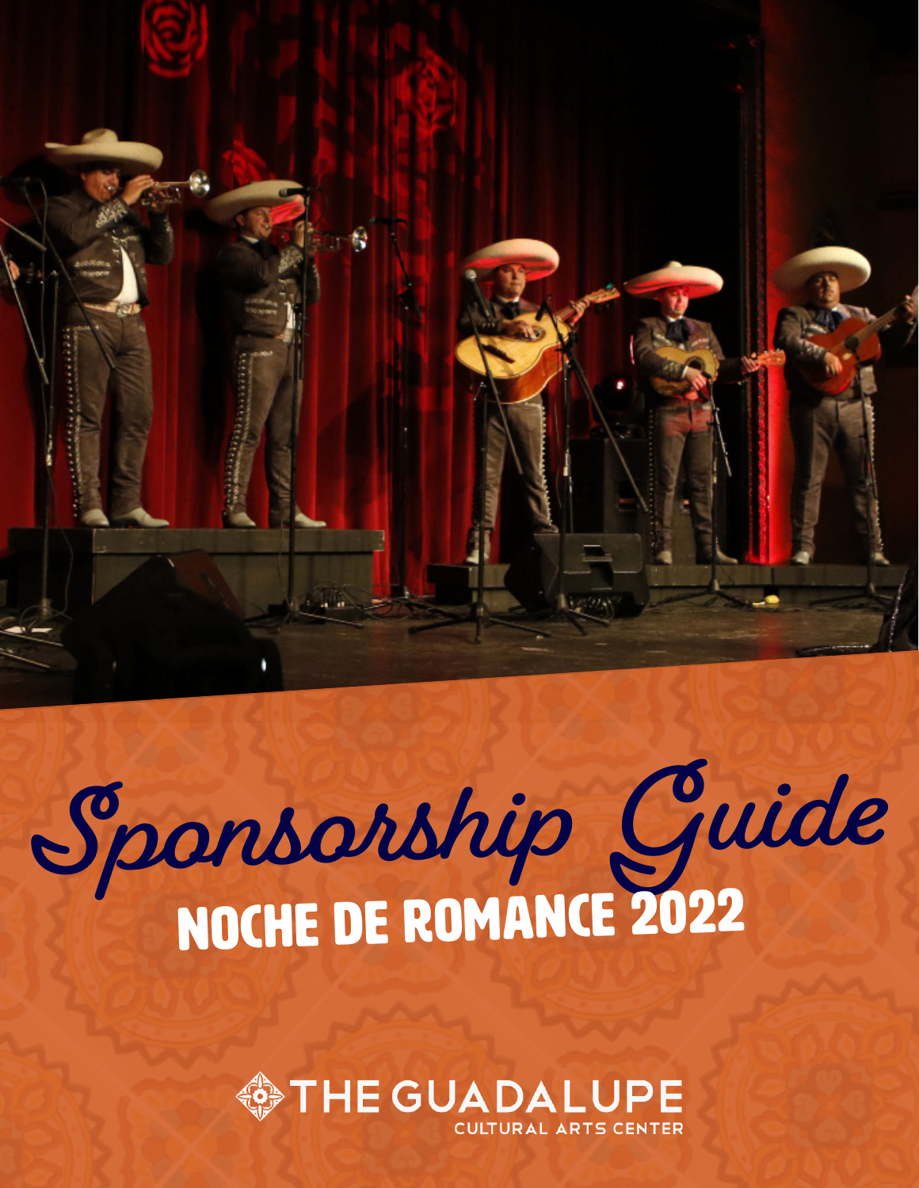# Sponsorship Guide

## NOCHE DE ROMANCE 2022

THE GUADALUPE CULTURAL ARTS CENTER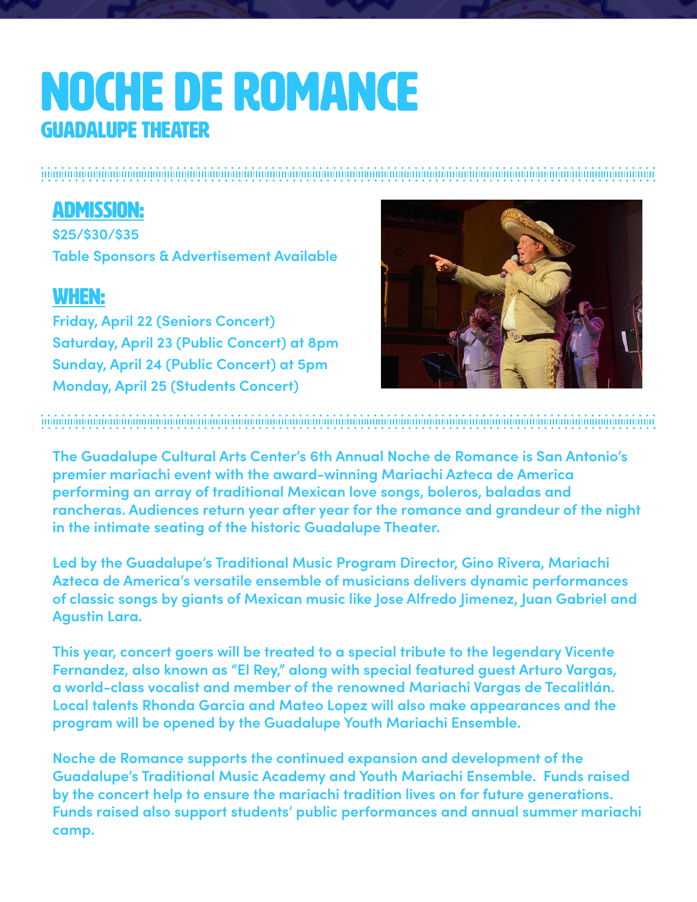# NOCHE DE ROMANCE

## GUADALUPE THEATER

### ADMISSION:

**$25/$30/$35**
**Table Sponsors & Advertisement Available**

### WHEN:

**Friday, April 22 (Seniors Concert)**
**Saturday, April 23 (Public Concert) at 8pm**
**Sunday, April 24 (Public Concert) at 5pm**
**Monday, April 25 (Students Concert)**

**The Guadalupe Cultural Arts Center's 6th Annual Noche de Romance is San Antonio's premier mariachi event with the award-winning Mariachi Azteca de America performing an array of traditional Mexican love songs, boleros, baladas and rancheras. Audiences return year after year for the romance and grandeur of the night in the intimate seating of the historic Guadalupe Theater.**

**Led by the Guadalupe's Traditional Music Program Director, Gino Rivera, Mariachi Azteca de America's versatile ensemble of musicians delivers dynamic performances of classic songs by giants of Mexican music like Jose Alfredo Jimenez, Juan Gabriel and Agustin Lara.**

**This year, concert goers will be treated to a special tribute to the legendary Vicente Fernandez, also known as "El Rey," along with special featured guest Arturo Vargas, a world-class vocalist and member of the renowned Mariachi Vargas de Tecalitlán. Local talents Rhonda Garcia and Mateo Lopez will also make appearances and the program will be opened by the Guadalupe Youth Mariachi Ensemble.**

**Noche de Romance supports the continued expansion and development of the Guadalupe's Traditional Music Academy and Youth Mariachi Ensemble. Funds raised by the concert help to ensure the mariachi tradition lives on for future generations. Funds raised also support students' public performances and annual summer mariachi camp.**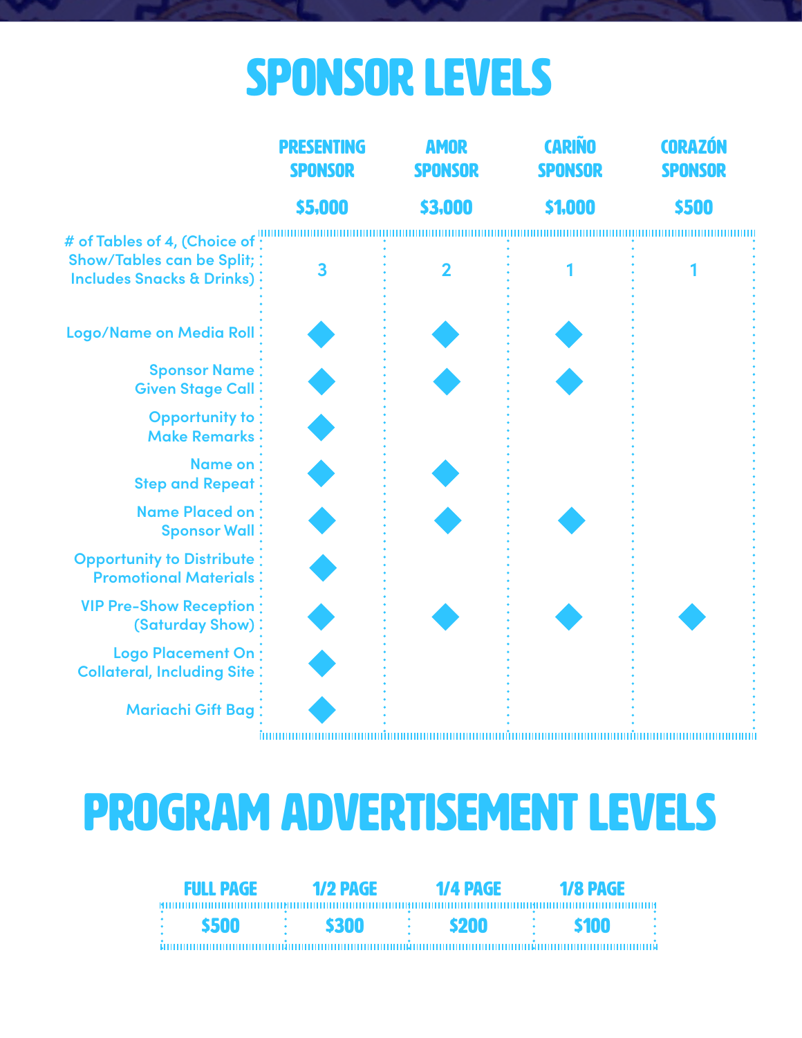# SPONSOR LEVELS

| | PRESENTING SPONSOR | AMOR SPONSOR | CARIÑO SPONSOR | CORAZÓN SPONSOR |
|---|---|---|---|---|
| | $5,000 | $3,000 | $1,000 | $500 |
| # of Tables of 4, (Choice of Show/Tables can be Split; Includes Snacks & Drinks) | 3 | 2 | 1 | 1 |
| Logo/Name on Media Roll | ◆ | ◆ | ◆ | |
| Sponsor Name Given Stage Call | ◆ | ◆ | ◆ | |
| Opportunity to Make Remarks | ◆ | | | |
| Name on Step and Repeat | ◆ | ◆ | | |
| Name Placed on Sponsor Wall | ◆ | ◆ | ◆ | |
| Opportunity to Distribute Promotional Materials | ◆ | | | |
| VIP Pre-Show Reception (Saturday Show) | ◆ | ◆ | ◆ | ◆ |
| Logo Placement On Collateral, Including Site | ◆ | | | |
| Mariachi Gift Bag | ◆ | | | |

# PROGRAM ADVERTISEMENT LEVELS

| FULL PAGE | 1/2 PAGE | 1/4 PAGE | 1/8 PAGE |
|---|---|---|---|
| $500 | $300 | $200 | $100 |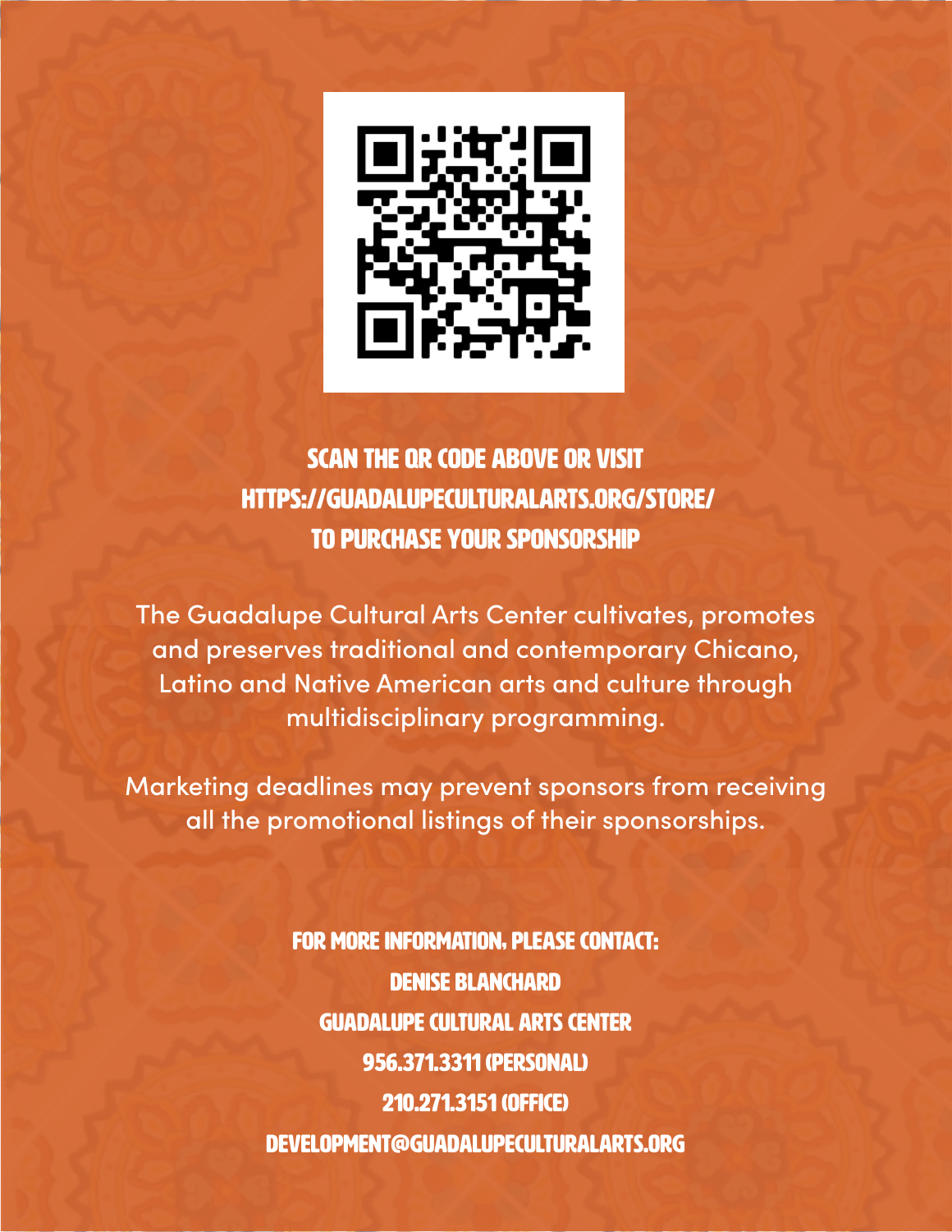**SCAN THE QR CODE ABOVE OR VISIT HTTPS://GUADALUPECULTURALARTS.ORG/STORE/ TO PURCHASE YOUR SPONSORSHIP**

The Guadalupe Cultural Arts Center cultivates, promotes and preserves traditional and contemporary Chicano, Latino and Native American arts and culture through multidisciplinary programming.

Marketing deadlines may prevent sponsors from receiving all the promotional listings of their sponsorships.

**FOR MORE INFORMATION, PLEASE CONTACT:**
**DENISE BLANCHARD**
**GUADALUPE CULTURAL ARTS CENTER**
**956.371.3311 (PERSONAL)**
**210.271.3151 (OFFICE)**
**DEVELOPMENT@GUADALUPECULTURALARTS.ORG**